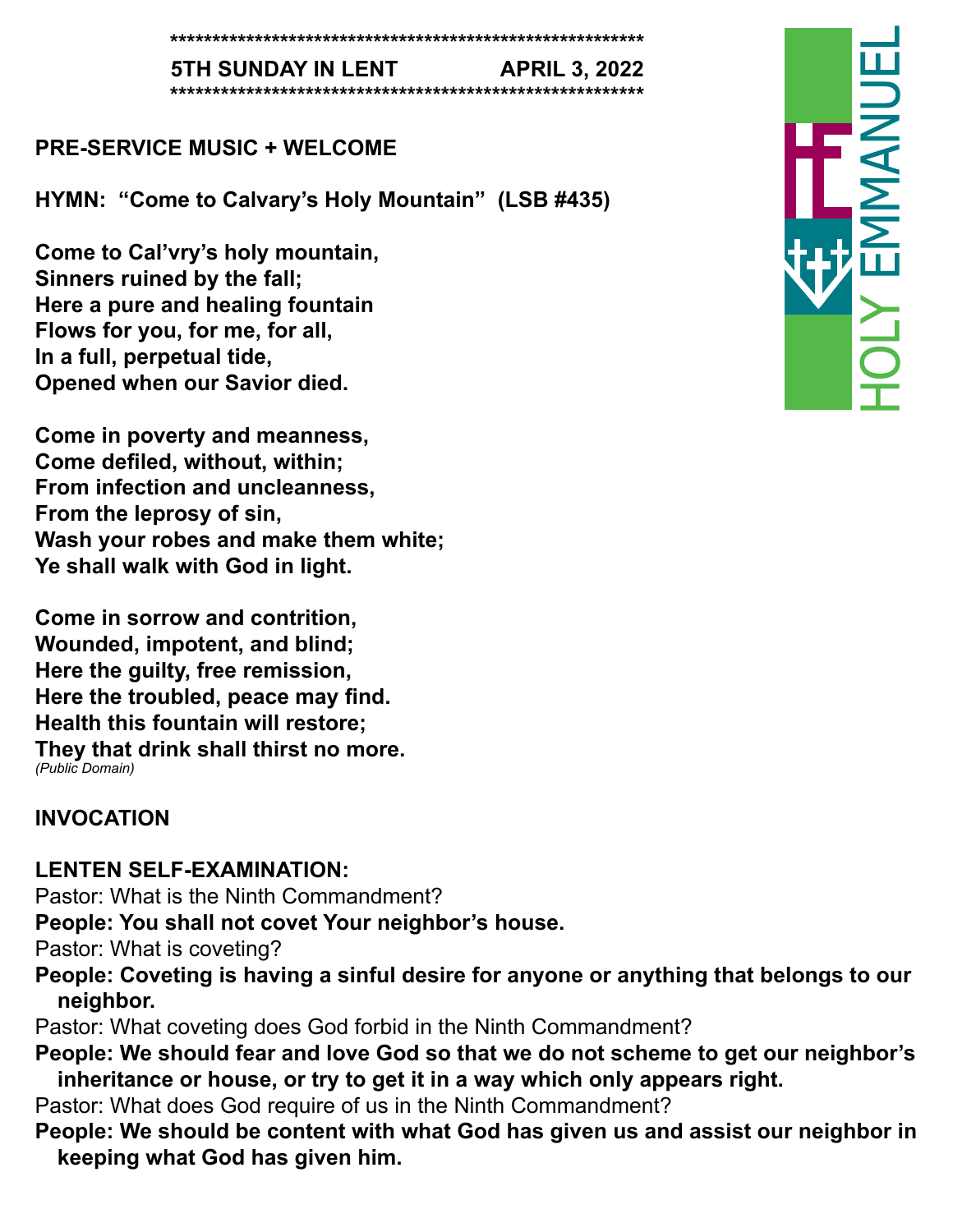**********************************************************

**5TH SUNDAY IN LENT APRIL 3, 2022**

**********************************************************

HOLY EMMANUEL

**PRE-SERVICE MUSIC + WELCOME**

**HYMN: "Come to Calvary's Holy Mountain" (LSB #435)**

**Come to Cal'vry's holy mountain,**
**Sinners ruined by the fall;**
**Here a pure and healing fountain**
**Flows for you, for me, for all,**
**In a full, perpetual tide,**
**Opened when our Savior died.**

**Come in poverty and meanness,**
**Come defiled, without, within;**
**From infection and uncleanness,**
**From the leprosy of sin,**
**Wash your robes and make them white;**
**Ye shall walk with God in light.**

**Come in sorrow and contrition,**
**Wounded, impotent, and blind;**
**Here the guilty, free remission,**
**Here the troubled, peace may find.**
**Health this fountain will restore;**
**They that drink shall thirst no more.**

*(Public Domain)*

**INVOCATION**

**LENTEN SELF-EXAMINATION:**

Pastor: What is the Ninth Commandment?

**People: You shall not covet Your neighbor's house.**

Pastor: What is coveting?

**People: Coveting is having a sinful desire for anyone or anything that belongs to our neighbor.**

Pastor: What coveting does God forbid in the Ninth Commandment?

**People: We should fear and love God so that we do not scheme to get our neighbor's inheritance or house, or try to get it in a way which only appears right.**

Pastor: What does God require of us in the Ninth Commandment?

**People: We should be content with what God has given us and assist our neighbor in keeping what God has given him.**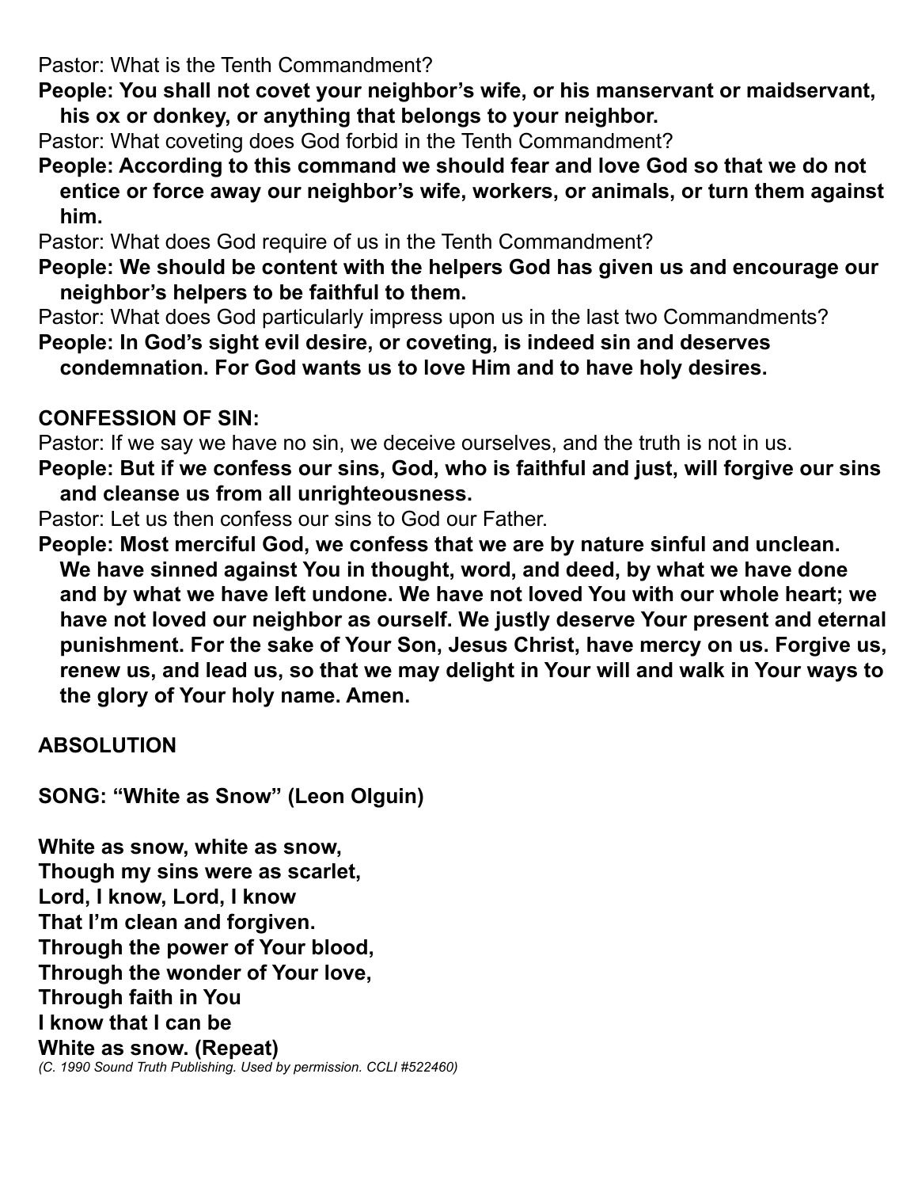Pastor: What is the Tenth Commandment?

**People: You shall not covet your neighbor's wife, or his manservant or maidservant, his ox or donkey, or anything that belongs to your neighbor.**

Pastor: What coveting does God forbid in the Tenth Commandment?

**People: According to this command we should fear and love God so that we do not entice or force away our neighbor's wife, workers, or animals, or turn them against him.**

Pastor: What does God require of us in the Tenth Commandment?

**People: We should be content with the helpers God has given us and encourage our neighbor's helpers to be faithful to them.**

Pastor: What does God particularly impress upon us in the last two Commandments?

**People: In God's sight evil desire, or coveting, is indeed sin and deserves condemnation. For God wants us to love Him and to have holy desires.**

**CONFESSION OF SIN:**

Pastor: If we say we have no sin, we deceive ourselves, and the truth is not in us.

**People: But if we confess our sins, God, who is faithful and just, will forgive our sins and cleanse us from all unrighteousness.**

Pastor: Let us then confess our sins to God our Father.

**People: Most merciful God, we confess that we are by nature sinful and unclean. We have sinned against You in thought, word, and deed, by what we have done and by what we have left undone. We have not loved You with our whole heart; we have not loved our neighbor as ourself. We justly deserve Your present and eternal punishment. For the sake of Your Son, Jesus Christ, have mercy on us. Forgive us, renew us, and lead us, so that we may delight in Your will and walk in Your ways to the glory of Your holy name. Amen.**

**ABSOLUTION**

**SONG: "White as Snow" (Leon Olguin)**

**White as snow, white as snow,**
**Though my sins were as scarlet,**
**Lord, I know, Lord, I know**
**That I'm clean and forgiven.**
**Through the power of Your blood,**
**Through the wonder of Your love,**
**Through faith in You**
**I know that I can be**
**White as snow. (Repeat)**

*(C. 1990 Sound Truth Publishing. Used by permission. CCLI #522460)*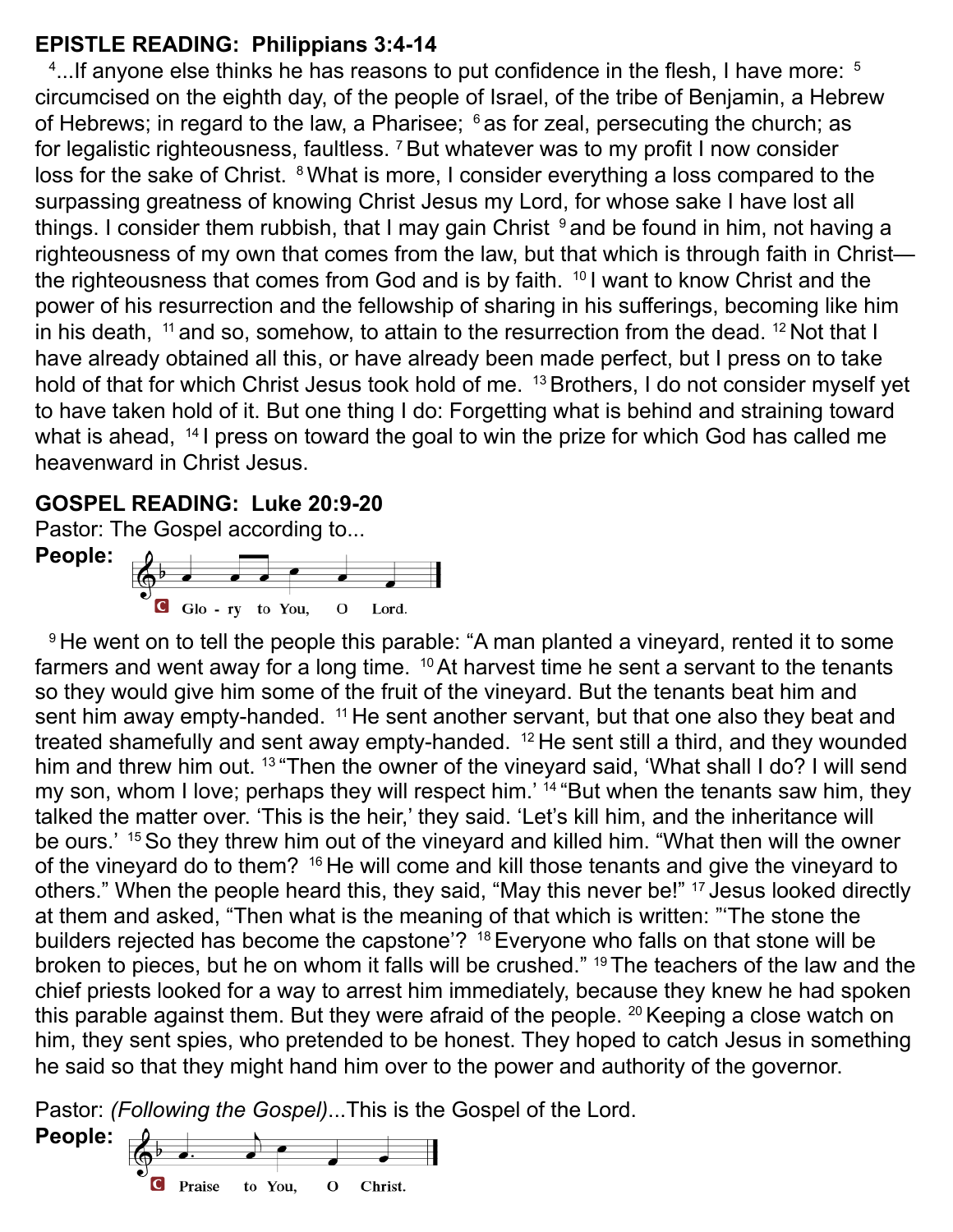**EPISTLE READING: Philippians 3:4-14**

[4]...If anyone else thinks he has reasons to put confidence in the flesh, I have more: [5] circumcised on the eighth day, of the people of Israel, of the tribe of Benjamin, a Hebrew of Hebrews; in regard to the law, a Pharisee; [6] as for zeal, persecuting the church; as for legalistic righteousness, faultless. [7] But whatever was to my profit I now consider loss for the sake of Christ. [8] What is more, I consider everything a loss compared to the surpassing greatness of knowing Christ Jesus my Lord, for whose sake I have lost all things. I consider them rubbish, that I may gain Christ [9] and be found in him, not having a righteousness of my own that comes from the law, but that which is through faith in Christ—the righteousness that comes from God and is by faith. [10] I want to know Christ and the power of his resurrection and the fellowship of sharing in his sufferings, becoming like him in his death, [11] and so, somehow, to attain to the resurrection from the dead. [12] Not that I have already obtained all this, or have already been made perfect, but I press on to take hold of that for which Christ Jesus took hold of me. [13] Brothers, I do not consider myself yet to have taken hold of it. But one thing I do: Forgetting what is behind and straining toward what is ahead, [14] I press on toward the goal to win the prize for which God has called me heavenward in Christ Jesus.

**GOSPEL READING: Luke 20:9-20**

Pastor: The Gospel according to...

**People:** C Glo - ry to You, O Lord.

[9] He went on to tell the people this parable: "A man planted a vineyard, rented it to some farmers and went away for a long time. [10] At harvest time he sent a servant to the tenants so they would give him some of the fruit of the vineyard. But the tenants beat him and sent him away empty-handed. [11] He sent another servant, but that one also they beat and treated shamefully and sent away empty-handed. [12] He sent still a third, and they wounded him and threw him out. [13] "Then the owner of the vineyard said, 'What shall I do? I will send my son, whom I love; perhaps they will respect him.' [14] "But when the tenants saw him, they talked the matter over. 'This is the heir,' they said. 'Let's kill him, and the inheritance will be ours.' [15] So they threw him out of the vineyard and killed him. "What then will the owner of the vineyard do to them? [16] He will come and kill those tenants and give the vineyard to others." When the people heard this, they said, "May this never be!" [17] Jesus looked directly at them and asked, "Then what is the meaning of that which is written: "'The stone the builders rejected has become the capstone'? [18] Everyone who falls on that stone will be broken to pieces, but he on whom it falls will be crushed." [19] The teachers of the law and the chief priests looked for a way to arrest him immediately, because they knew he had spoken this parable against them. But they were afraid of the people. [20] Keeping a close watch on him, they sent spies, who pretended to be honest. They hoped to catch Jesus in something he said so that they might hand him over to the power and authority of the governor.

Pastor: *(Following the Gospel)*...This is the Gospel of the Lord.

**People:** C Praise to You, O Christ.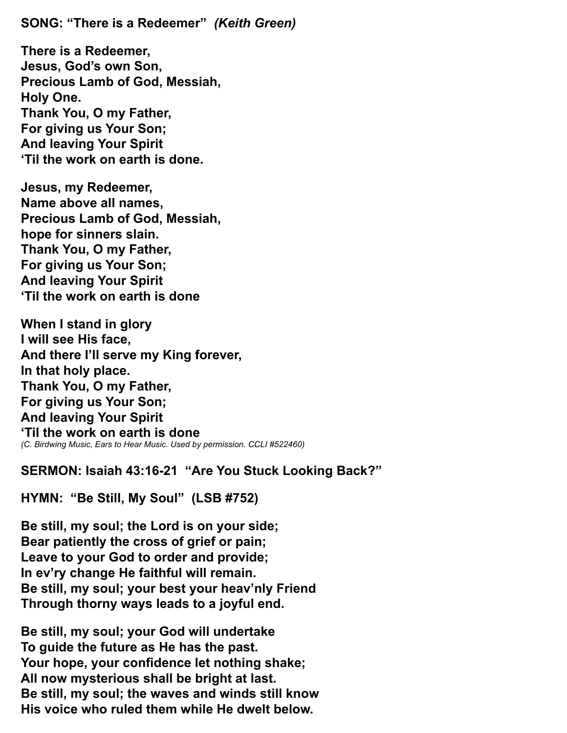**SONG: "There is a Redeemer"** ***(Keith Green)***

**There is a Redeemer,**
**Jesus, God's own Son,**
**Precious Lamb of God, Messiah,**
**Holy One.**
**Thank You, O my Father,**
**For giving us Your Son;**
**And leaving Your Spirit**
**'Til the work on earth is done.**

**Jesus, my Redeemer,**
**Name above all names,**
**Precious Lamb of God, Messiah,**
**hope for sinners slain.**
**Thank You, O my Father,**
**For giving us Your Son;**
**And leaving Your Spirit**
**'Til the work on earth is done**

**When I stand in glory**
**I will see His face,**
**And there I'll serve my King forever,**
**In that holy place.**
**Thank You, O my Father,**
**For giving us Your Son;**
**And leaving Your Spirit**
**'Til the work on earth is done**
*(C. Birdwing Music, Ears to Hear Music. Used by permission. CCLI #522460)*

**SERMON: Isaiah 43:16-21 "Are You Stuck Looking Back?"**

**HYMN: "Be Still, My Soul" (LSB #752)**

**Be still, my soul; the Lord is on your side;**
**Bear patiently the cross of grief or pain;**
**Leave to your God to order and provide;**
**In ev'ry change He faithful will remain.**
**Be still, my soul; your best your heav'nly Friend**
**Through thorny ways leads to a joyful end.**

**Be still, my soul; your God will undertake**
**To guide the future as He has the past.**
**Your hope, your confidence let nothing shake;**
**All now mysterious shall be bright at last.**
**Be still, my soul; the waves and winds still know**
**His voice who ruled them while He dwelt below.**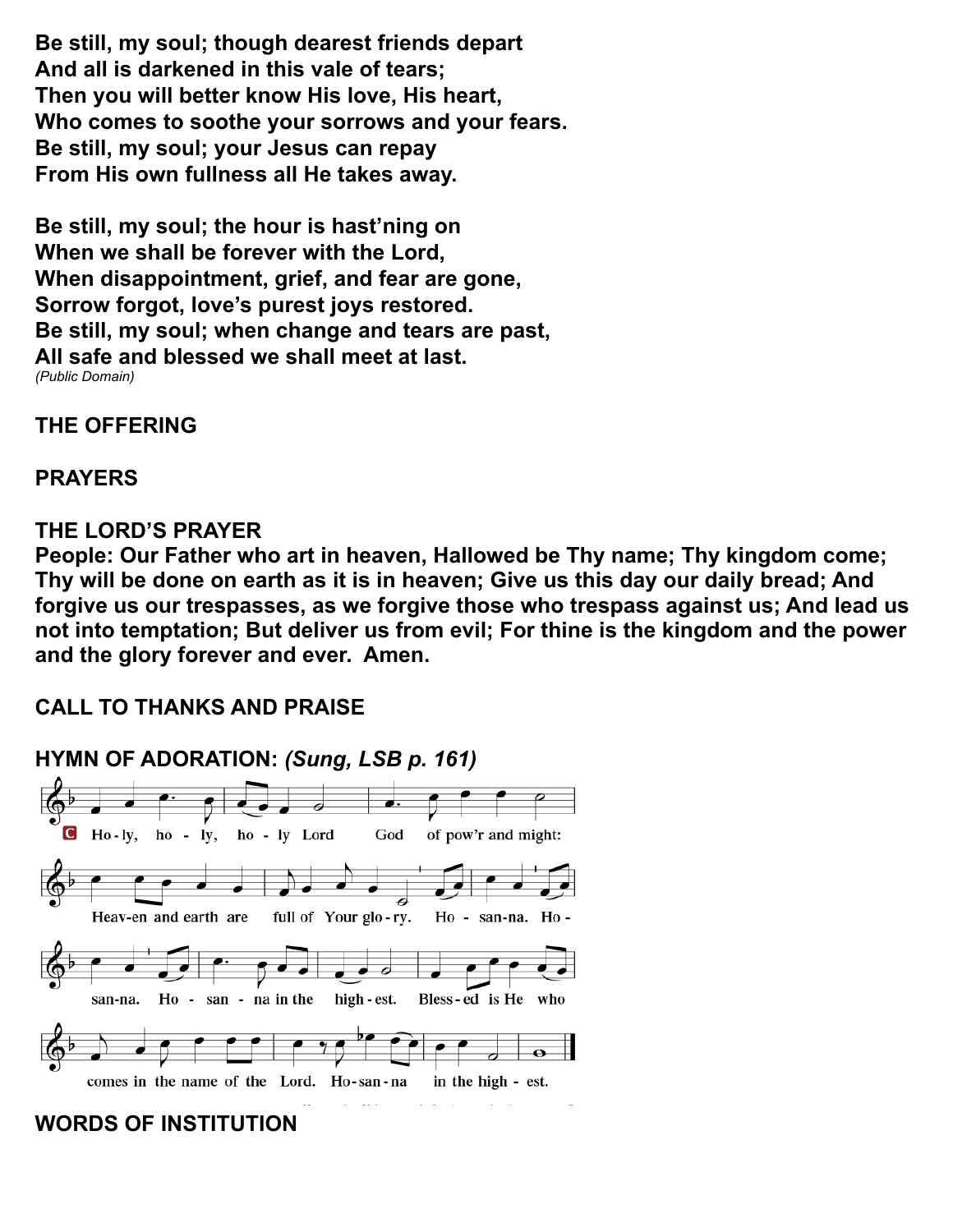**Be still, my soul; though dearest friends depart**
**And all is darkened in this vale of tears;**
**Then you will better know His love, His heart,**
**Who comes to soothe your sorrows and your fears.**
**Be still, my soul; your Jesus can repay**
**From His own fullness all He takes away.**

**Be still, my soul; the hour is hast'ning on**
**When we shall be forever with the Lord,**
**When disappointment, grief, and fear are gone,**
**Sorrow forgot, love's purest joys restored.**
**Be still, my soul; when change and tears are past,**
**All safe and blessed we shall meet at last.**
*(Public Domain)*

**THE OFFERING**

**PRAYERS**

**THE LORD'S PRAYER**

**People: Our Father who art in heaven, Hallowed be Thy name; Thy kingdom come; Thy will be done on earth as it is in heaven; Give us this day our daily bread; And forgive us our trespasses, as we forgive those who trespass against us; And lead us not into temptation; But deliver us from evil; For thine is the kingdom and the power and the glory forever and ever. Amen.**

**CALL TO THANKS AND PRAISE**

**HYMN OF ADORATION:** ***(Sung, LSB p. 161)***

C Ho-ly, ho-ly, ho-ly Lord God of pow'r and might: Heav-en and earth are full of Your glo-ry. Ho-san-na. Ho-san-na. Ho-san-na in the high-est. Bless-ed is He who comes in the name of the Lord. Ho-san-na in the high-est.

**WORDS OF INSTITUTION**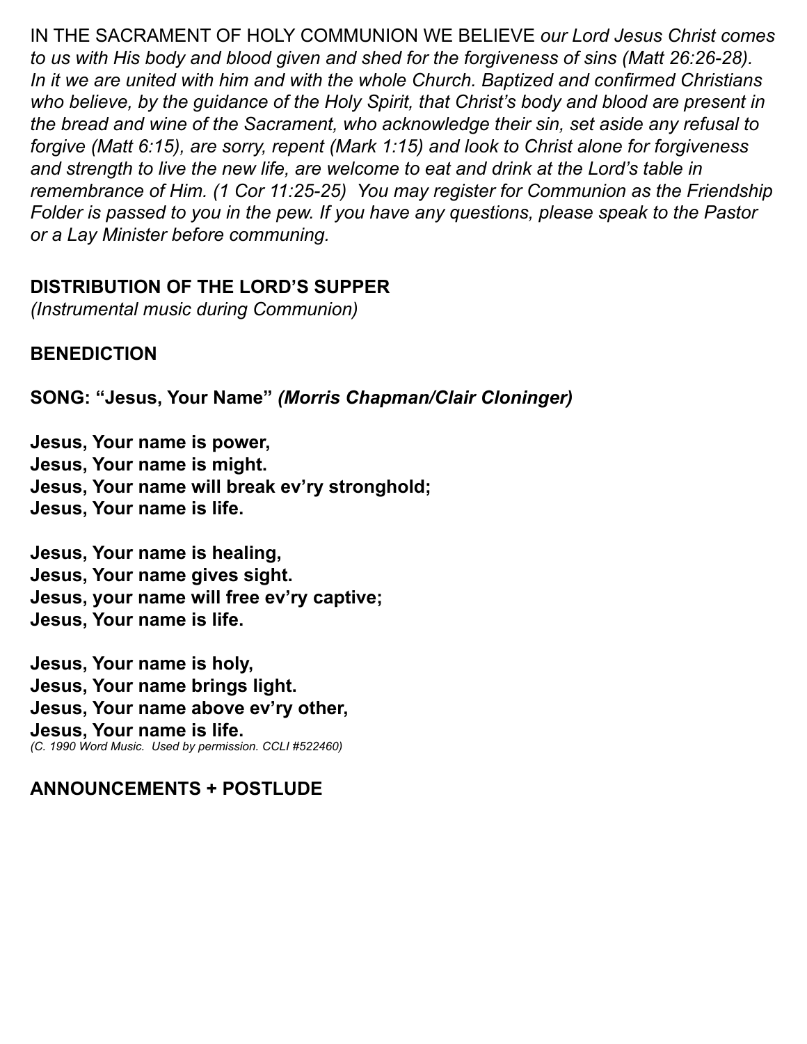IN THE SACRAMENT OF HOLY COMMUNION WE BELIEVE *our Lord Jesus Christ comes to us with His body and blood given and shed for the forgiveness of sins (Matt 26:26-28). In it we are united with him and with the whole Church. Baptized and confirmed Christians who believe, by the guidance of the Holy Spirit, that Christ's body and blood are present in the bread and wine of the Sacrament, who acknowledge their sin, set aside any refusal to forgive (Matt 6:15), are sorry, repent (Mark 1:15) and look to Christ alone for forgiveness and strength to live the new life, are welcome to eat and drink at the Lord's table in remembrance of Him. (1 Cor 11:25-25) You may register for Communion as the Friendship Folder is passed to you in the pew. If you have any questions, please speak to the Pastor or a Lay Minister before communing.*

**DISTRIBUTION OF THE LORD'S SUPPER**
*(Instrumental music during Communion)*

**BENEDICTION**

**SONG: "Jesus, Your Name"** ***(Morris Chapman/Clair Cloninger)***

**Jesus, Your name is power,**
**Jesus, Your name is might.**
**Jesus, Your name will break ev'ry stronghold;**
**Jesus, Your name is life.**

**Jesus, Your name is healing,**
**Jesus, Your name gives sight.**
**Jesus, your name will free ev'ry captive;**
**Jesus, Your name is life.**

**Jesus, Your name is holy,**
**Jesus, Your name brings light.**
**Jesus, Your name above ev'ry other,**
**Jesus, Your name is life.**
*(C. 1990 Word Music. Used by permission. CCLI #522460)*

**ANNOUNCEMENTS + POSTLUDE**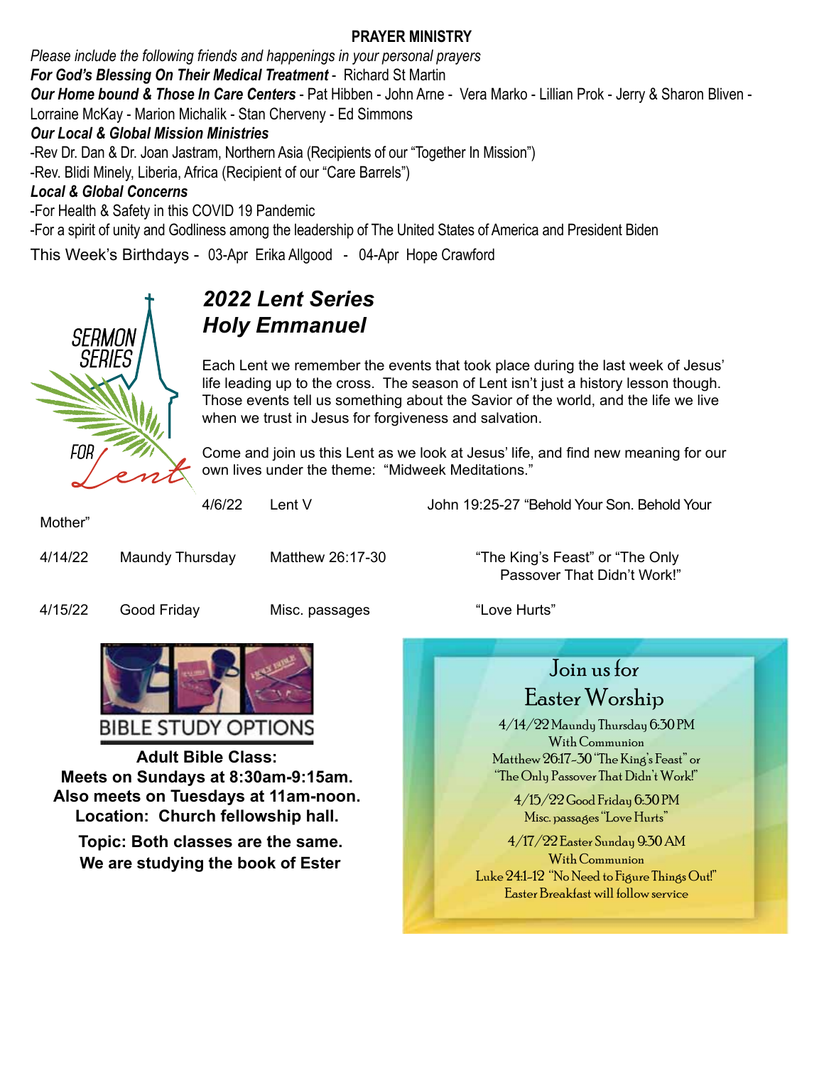## PRAYER MINISTRY

*Please include the following friends and happenings in your personal prayers*

***For God's Blessing On Their Medical Treatment*** - Richard St Martin

***Our Home bound & Those In Care Centers*** - Pat Hibben - John Arne - Vera Marko - Lillian Prok - Jerry & Sharon Bliven - Lorraine McKay - Marion Michalik - Stan Cherveny - Ed Simmons

***Our Local & Global Mission Ministries***

-Rev Dr. Dan & Dr. Joan Jastram, Northern Asia (Recipients of our "Together In Mission")

-Rev. Blidi Minely, Liberia, Africa (Recipient of our "Care Barrels")

***Local & Global Concerns***

-For Health & Safety in this COVID 19 Pandemic

-For a spirit of unity and Godliness among the leadership of The United States of America and President Biden

This Week's Birthdays - 03-Apr Erika Allgood - 04-Apr Hope Crawford

SERMON SERIES FOR Lent

## *2022 Lent Series*
## *Holy Emmanuel*

Each Lent we remember the events that took place during the last week of Jesus' life leading up to the cross. The season of Lent isn't just a history lesson though. Those events tell us something about the Savior of the world, and the life we live when we trust in Jesus for forgiveness and salvation.

Come and join us this Lent as we look at Jesus' life, and find new meaning for our own lives under the theme: "Midweek Meditations."

| | | | |
|---|---|---|---|
| 4/6/22 | Lent V | John 19:25-27 | "Behold Your Son. Behold Your Mother" |
| 4/14/22 | Maundy Thursday | Matthew 26:17-30 | "The King's Feast" or "The Only Passover That Didn't Work!" |
| 4/15/22 | Good Friday | Misc. passages | "Love Hurts" |

### BIBLE STUDY OPTIONS

**Adult Bible Class:**
**Meets on Sundays at 8:30am-9:15am.**
**Also meets on Tuesdays at 11am-noon.**
**Location: Church fellowship hall.**

**Topic: Both classes are the same.**
**We are studying the book of Ester**

### Join us for Easter Worship

4/14/22 Maundy Thursday 6:30 PM
With Communion
Matthew 26:17-30 "The King's Feast" or "The Only Passover That Didn't Work!"

4/15/22 Good Friday 6:30 PM
Misc. passages "Love Hurts"

4/17/22 Easter Sunday 9:30 AM
With Communion
Luke 24:1-12 "No Need to Figure Things Out!"
Easter Breakfast will follow service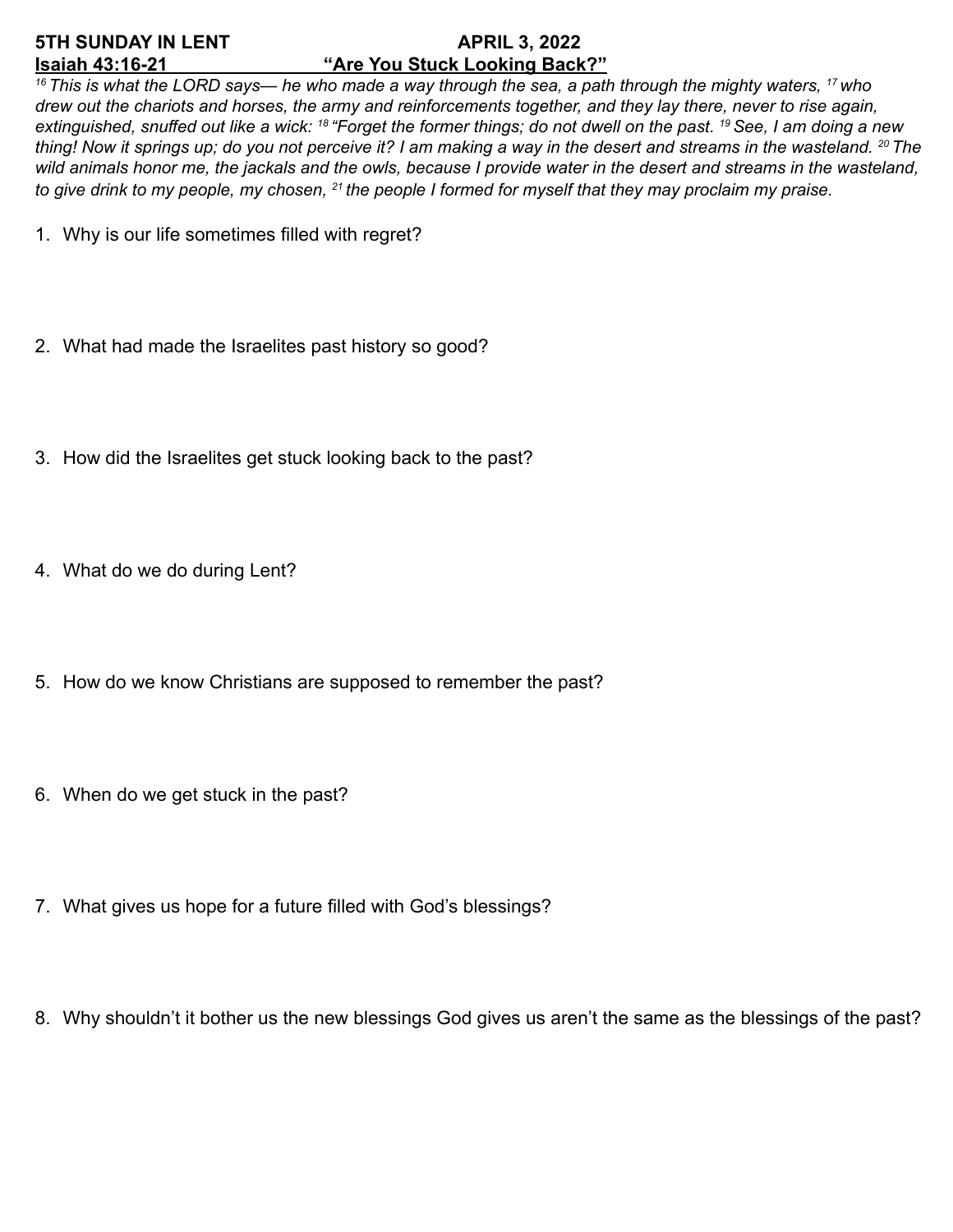**5TH SUNDAY IN LENT** **APRIL 3, 2022**

**Isaiah 43:16-21** **"Are You Stuck Looking Back?"**

*[16] This is what the LORD says— he who made a way through the sea, a path through the mighty waters, [17] who drew out the chariots and horses, the army and reinforcements together, and they lay there, never to rise again, extinguished, snuffed out like a wick: [18] "Forget the former things; do not dwell on the past. [19] See, I am doing a new thing! Now it springs up; do you not perceive it? I am making a way in the desert and streams in the wasteland. [20] The wild animals honor me, the jackals and the owls, because I provide water in the desert and streams in the wasteland, to give drink to my people, my chosen, [21] the people I formed for myself that they may proclaim my praise.*

1. Why is our life sometimes filled with regret?

2. What had made the Israelites past history so good?

3. How did the Israelites get stuck looking back to the past?

4. What do we do during Lent?

5. How do we know Christians are supposed to remember the past?

6. When do we get stuck in the past?

7. What gives us hope for a future filled with God's blessings?

8. Why shouldn't it bother us the new blessings God gives us aren't the same as the blessings of the past?